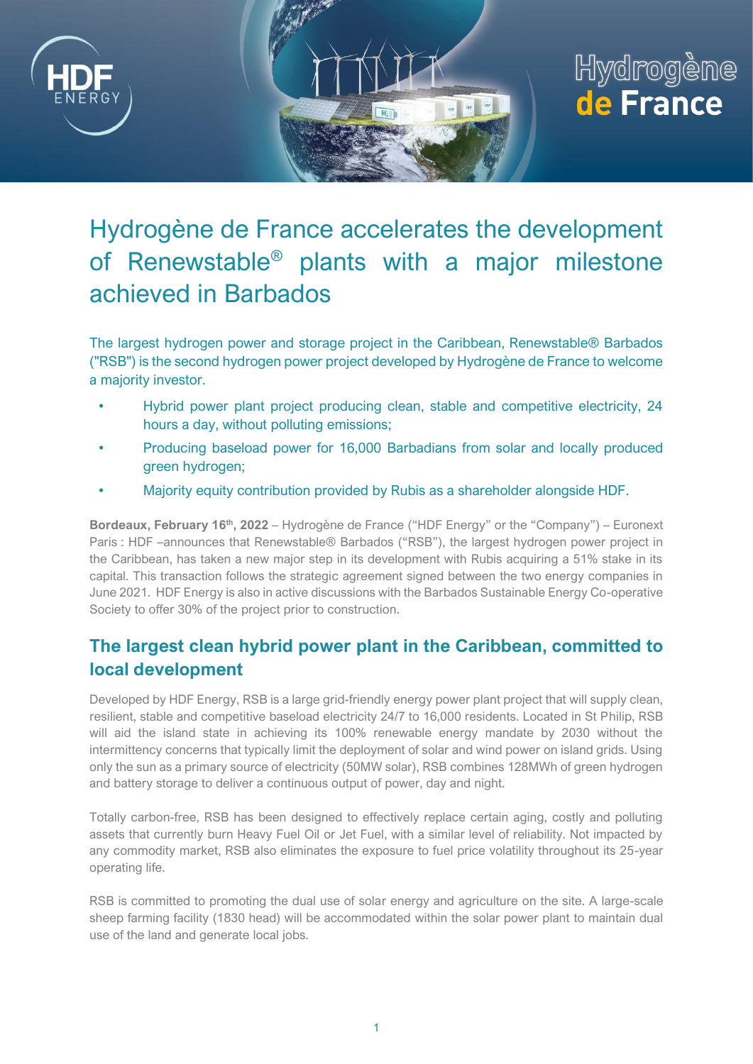# Hydrogène de France accelerates the development of Renewstable® plants with a major milestone achieved in Barbados

The largest hydrogen power and storage project in the Caribbean, Renewstable® Barbados ("RSB") is the second hydrogen power project developed by Hydrogène de France to welcome a majority investor.

- Hybrid power plant project producing clean, stable and competitive electricity, 24 hours a day, without polluting emissions;
- Producing baseload power for 16,000 Barbadians from solar and locally produced green hydrogen;
- Majority equity contribution provided by Rubis as a shareholder alongside HDF.

**Bordeaux, February 16th, 2022** – Hydrogène de France ("HDF Energy" or the "Company") – Euronext Paris : HDF –announces that Renewstable® Barbados ("RSB"), the largest hydrogen power project in the Caribbean, has taken a new major step in its development with Rubis acquiring a 51% stake in its capital. This transaction follows the strategic agreement signed between the two energy companies in June 2021. HDF Energy is also in active discussions with the Barbados Sustainable Energy Co-operative Society to offer 30% of the project prior to construction.

## The largest clean hybrid power plant in the Caribbean, committed to local development

Developed by HDF Energy, RSB is a large grid-friendly energy power plant project that will supply clean, resilient, stable and competitive baseload electricity 24/7 to 16,000 residents. Located in St Philip, RSB will aid the island state in achieving its 100% renewable energy mandate by 2030 without the intermittency concerns that typically limit the deployment of solar and wind power on island grids. Using only the sun as a primary source of electricity (50MW solar), RSB combines 128MWh of green hydrogen and battery storage to deliver a continuous output of power, day and night.

Totally carbon-free, RSB has been designed to effectively replace certain aging, costly and polluting assets that currently burn Heavy Fuel Oil or Jet Fuel, with a similar level of reliability. Not impacted by any commodity market, RSB also eliminates the exposure to fuel price volatility throughout its 25-year operating life.

RSB is committed to promoting the dual use of solar energy and agriculture on the site. A large-scale sheep farming facility (1830 head) will be accommodated within the solar power plant to maintain dual use of the land and generate local jobs.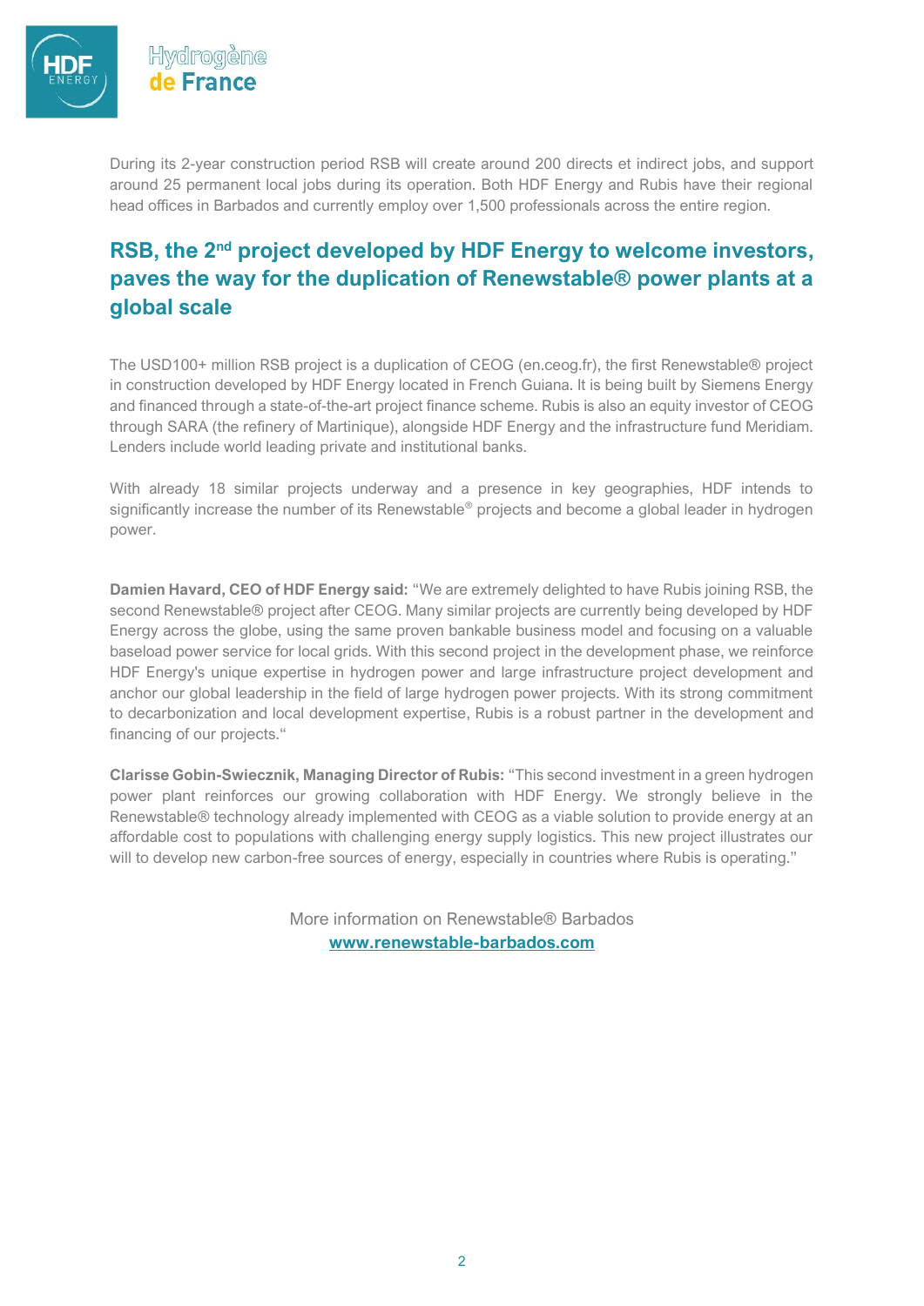During its 2-year construction period RSB will create around 200 directs et indirect jobs, and support around 25 permanent local jobs during its operation. Both HDF Energy and Rubis have their regional head offices in Barbados and currently employ over 1,500 professionals across the entire region.

## RSB, the 2nd project developed by HDF Energy to welcome investors, paves the way for the duplication of Renewstable® power plants at a global scale

The USD100+ million RSB project is a duplication of CEOG (en.ceog.fr), the first Renewstable® project in construction developed by HDF Energy located in French Guiana. It is being built by Siemens Energy and financed through a state-of-the-art project finance scheme. Rubis is also an equity investor of CEOG through SARA (the refinery of Martinique), alongside HDF Energy and the infrastructure fund Meridiam. Lenders include world leading private and institutional banks.

With already 18 similar projects underway and a presence in key geographies, HDF intends to significantly increase the number of its Renewstable® projects and become a global leader in hydrogen power.

**Damien Havard, CEO of HDF Energy said:** "We are extremely delighted to have Rubis joining RSB, the second Renewstable® project after CEOG. Many similar projects are currently being developed by HDF Energy across the globe, using the same proven bankable business model and focusing on a valuable baseload power service for local grids. With this second project in the development phase, we reinforce HDF Energy's unique expertise in hydrogen power and large infrastructure project development and anchor our global leadership in the field of large hydrogen power projects. With its strong commitment to decarbonization and local development expertise, Rubis is a robust partner in the development and financing of our projects."

**Clarisse Gobin-Swiecznik, Managing Director of Rubis:** "This second investment in a green hydrogen power plant reinforces our growing collaboration with HDF Energy. We strongly believe in the Renewstable® technology already implemented with CEOG as a viable solution to provide energy at an affordable cost to populations with challenging energy supply logistics. This new project illustrates our will to develop new carbon-free sources of energy, especially in countries where Rubis is operating."

More information on Renewstable® Barbados
**www.renewstable-barbados.com**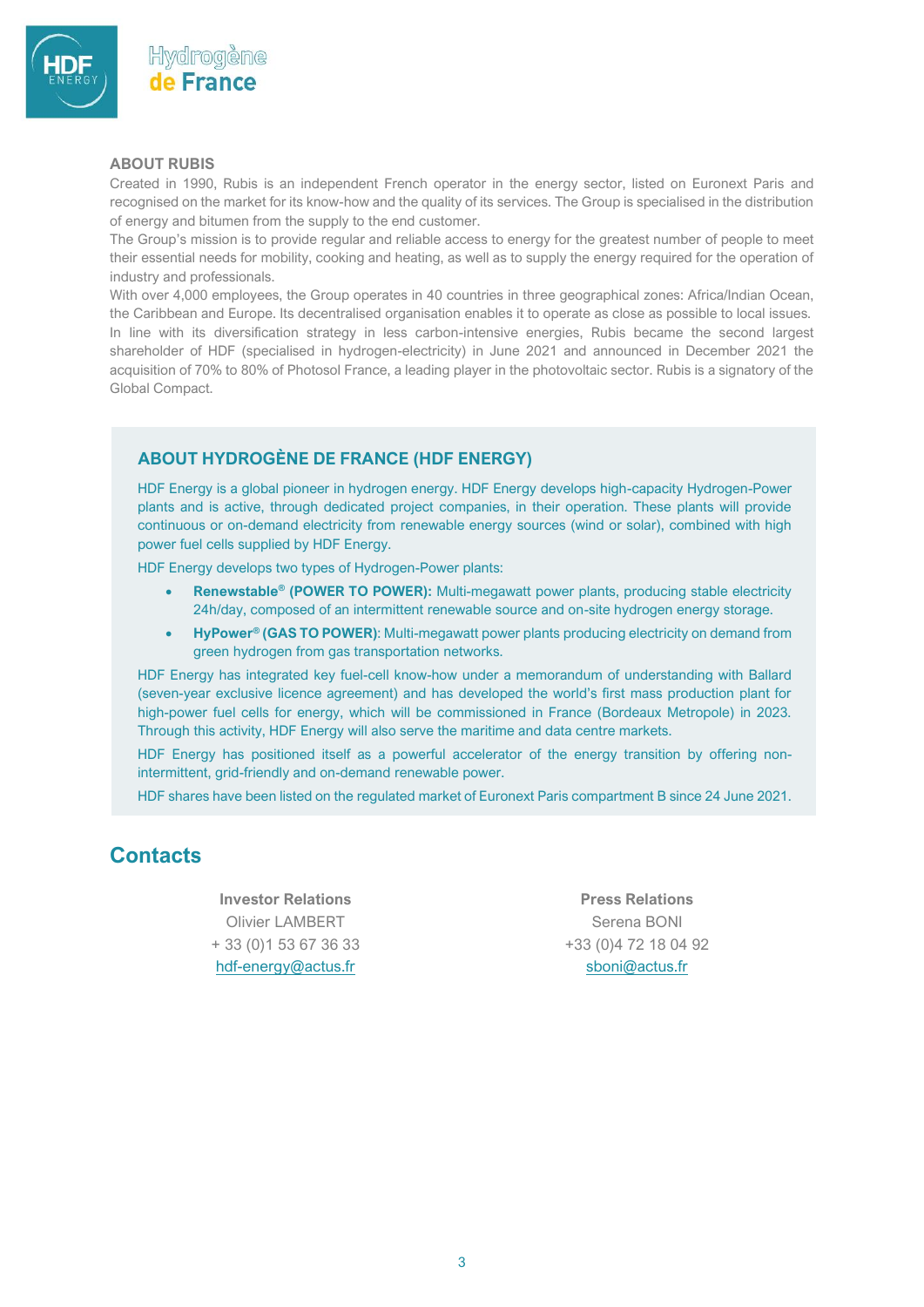## ABOUT RUBIS

Created in 1990, Rubis is an independent French operator in the energy sector, listed on Euronext Paris and recognised on the market for its know-how and the quality of its services. The Group is specialised in the distribution of energy and bitumen from the supply to the end customer.

The Group's mission is to provide regular and reliable access to energy for the greatest number of people to meet their essential needs for mobility, cooking and heating, as well as to supply the energy required for the operation of industry and professionals.

With over 4,000 employees, the Group operates in 40 countries in three geographical zones: Africa/Indian Ocean, the Caribbean and Europe. Its decentralised organisation enables it to operate as close as possible to local issues. In line with its diversification strategy in less carbon-intensive energies, Rubis became the second largest shareholder of HDF (specialised in hydrogen-electricity) in June 2021 and announced in December 2021 the acquisition of 70% to 80% of Photosol France, a leading player in the photovoltaic sector. Rubis is a signatory of the Global Compact.

## ABOUT HYDROGÈNE DE FRANCE (HDF ENERGY)

HDF Energy is a global pioneer in hydrogen energy. HDF Energy develops high-capacity Hydrogen-Power plants and is active, through dedicated project companies, in their operation. These plants will provide continuous or on-demand electricity from renewable energy sources (wind or solar), combined with high power fuel cells supplied by HDF Energy.

HDF Energy develops two types of Hydrogen-Power plants:

- **Renewstable® (POWER TO POWER):** Multi-megawatt power plants, producing stable electricity 24h/day, composed of an intermittent renewable source and on-site hydrogen energy storage.
- **HyPower® (GAS TO POWER)**: Multi-megawatt power plants producing electricity on demand from green hydrogen from gas transportation networks.

HDF Energy has integrated key fuel-cell know-how under a memorandum of understanding with Ballard (seven-year exclusive licence agreement) and has developed the world's first mass production plant for high-power fuel cells for energy, which will be commissioned in France (Bordeaux Metropole) in 2023. Through this activity, HDF Energy will also serve the maritime and data centre markets.

HDF Energy has positioned itself as a powerful accelerator of the energy transition by offering non-intermittent, grid-friendly and on-demand renewable power.

HDF shares have been listed on the regulated market of Euronext Paris compartment B since 24 June 2021.

# Contacts

**Investor Relations**
Olivier LAMBERT
+ 33 (0)1 53 67 36 33
hdf-energy@actus.fr

**Press Relations**
Serena BONI
+33 (0)4 72 18 04 92
sboni@actus.fr